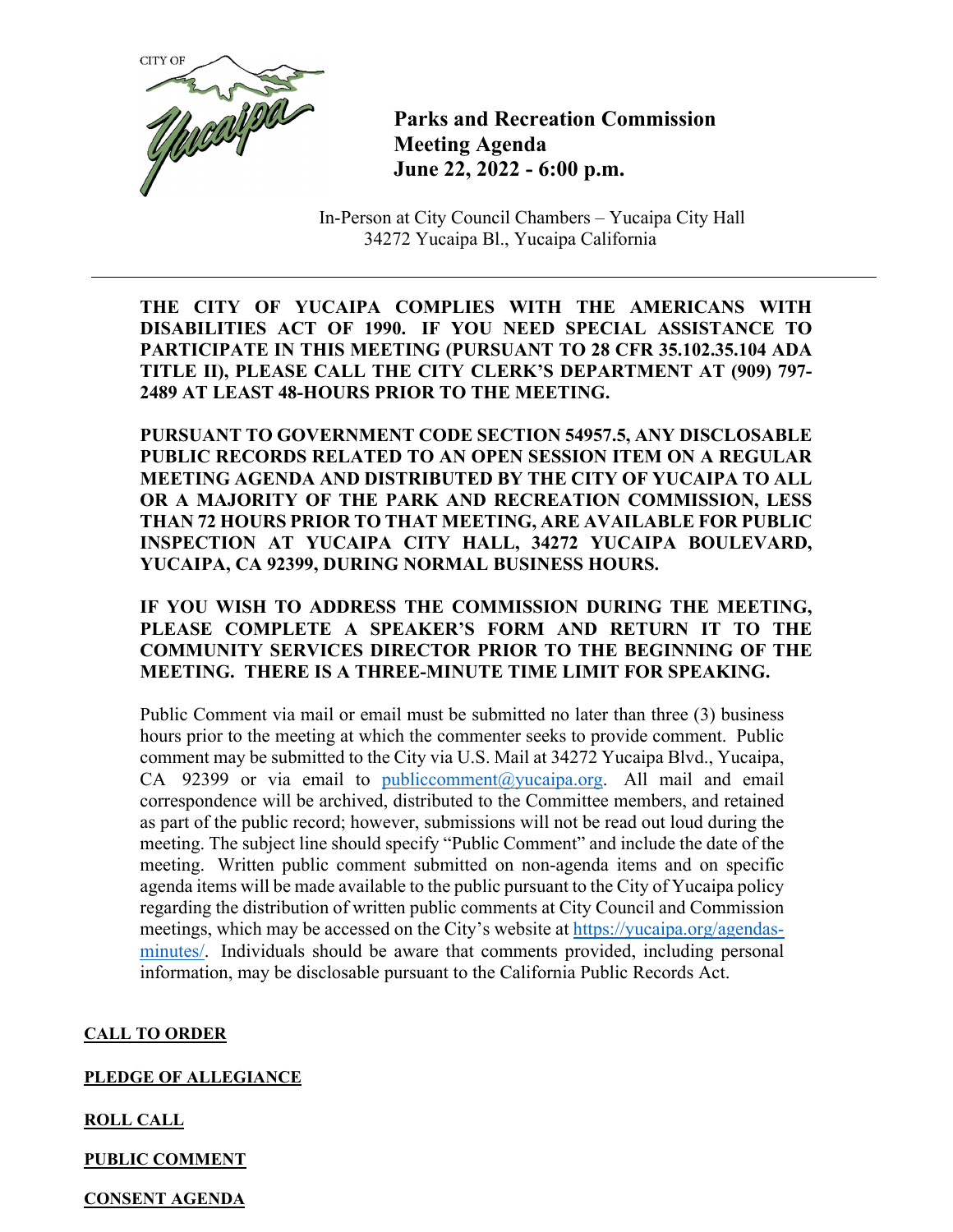CITY OF Yucaipa

# Parks and Recreation Commission Meeting Agenda
# June 22, 2022 - 6:00 p.m.

In-Person at City Council Chambers – Yucaipa City Hall
34272 Yucaipa Bl., Yucaipa California

---

**THE CITY OF YUCAIPA COMPLIES WITH THE AMERICANS WITH DISABILITIES ACT OF 1990. IF YOU NEED SPECIAL ASSISTANCE TO PARTICIPATE IN THIS MEETING (PURSUANT TO 28 CFR 35.102.35.104 ADA TITLE II), PLEASE CALL THE CITY CLERK'S DEPARTMENT AT (909) 797-2489 AT LEAST 48-HOURS PRIOR TO THE MEETING.**

**PURSUANT TO GOVERNMENT CODE SECTION 54957.5, ANY DISCLOSABLE PUBLIC RECORDS RELATED TO AN OPEN SESSION ITEM ON A REGULAR MEETING AGENDA AND DISTRIBUTED BY THE CITY OF YUCAIPA TO ALL OR A MAJORITY OF THE PARK AND RECREATION COMMISSION, LESS THAN 72 HOURS PRIOR TO THAT MEETING, ARE AVAILABLE FOR PUBLIC INSPECTION AT YUCAIPA CITY HALL, 34272 YUCAIPA BOULEVARD, YUCAIPA, CA 92399, DURING NORMAL BUSINESS HOURS.**

**IF YOU WISH TO ADDRESS THE COMMISSION DURING THE MEETING, PLEASE COMPLETE A SPEAKER'S FORM AND RETURN IT TO THE COMMUNITY SERVICES DIRECTOR PRIOR TO THE BEGINNING OF THE MEETING. THERE IS A THREE-MINUTE TIME LIMIT FOR SPEAKING.**

Public Comment via mail or email must be submitted no later than three (3) business hours prior to the meeting at which the commenter seeks to provide comment. Public comment may be submitted to the City via U.S. Mail at 34272 Yucaipa Blvd., Yucaipa, CA 92399 or via email to publiccomment@yucaipa.org. All mail and email correspondence will be archived, distributed to the Committee members, and retained as part of the public record; however, submissions will not be read out loud during the meeting. The subject line should specify "Public Comment" and include the date of the meeting. Written public comment submitted on non-agenda items and on specific agenda items will be made available to the public pursuant to the City of Yucaipa policy regarding the distribution of written public comments at City Council and Commission meetings, which may be accessed on the City's website at https://yucaipa.org/agendas-minutes/. Individuals should be aware that comments provided, including personal information, may be disclosable pursuant to the California Public Records Act.

**CALL TO ORDER**

**PLEDGE OF ALLEGIANCE**

**ROLL CALL**

**PUBLIC COMMENT**

**CONSENT AGENDA**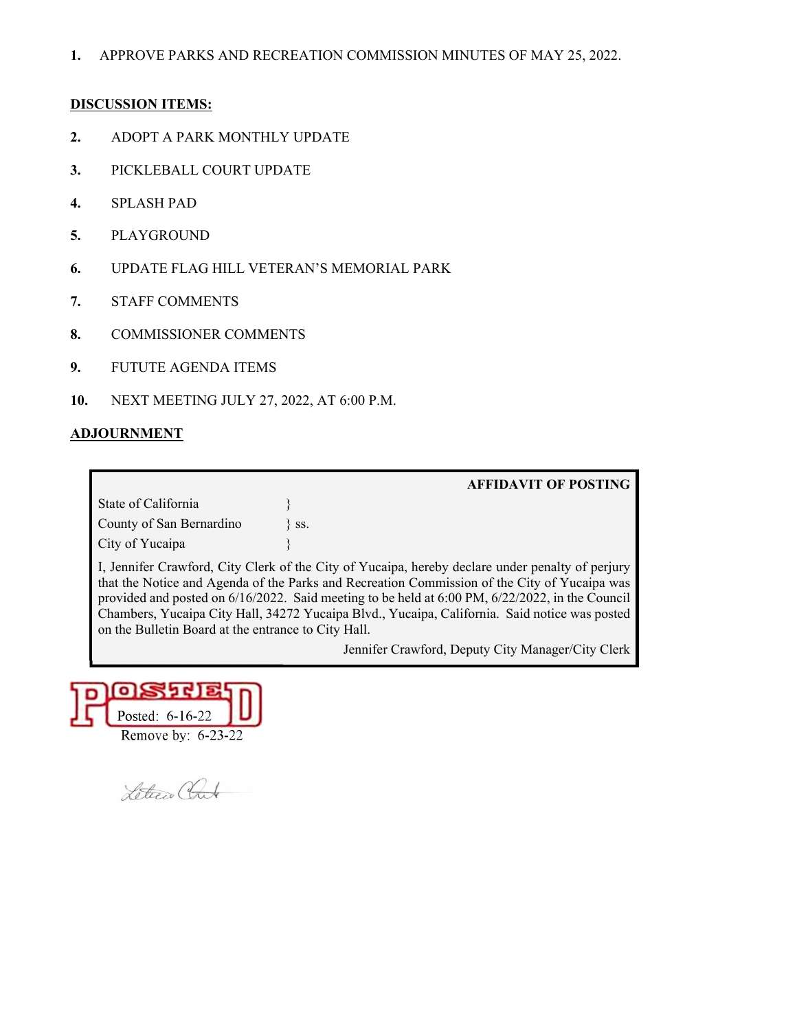1. APPROVE PARKS AND RECREATION COMMISSION MINUTES OF MAY 25, 2022.

**DISCUSSION ITEMS:**

2. ADOPT A PARK MONTHLY UPDATE
3. PICKLEBALL COURT UPDATE
4. SPLASH PAD
5. PLAYGROUND
6. UPDATE FLAG HILL VETERAN'S MEMORIAL PARK
7. STAFF COMMENTS
8. COMMISSIONER COMMENTS
9. FUTUTE AGENDA ITEMS
10. NEXT MEETING JULY 27, 2022, AT 6:00 P.M.

**ADJOURNMENT**

**AFFIDAVIT OF POSTING**

State of California }
County of San Bernardino } ss.
City of Yucaipa }

I, Jennifer Crawford, City Clerk of the City of Yucaipa, hereby declare under penalty of perjury that the Notice and Agenda of the Parks and Recreation Commission of the City of Yucaipa was provided and posted on 6/16/2022. Said meeting to be held at 6:00 PM, 6/22/2022, in the Council Chambers, Yucaipa City Hall, 34272 Yucaipa Blvd., Yucaipa, California. Said notice was posted on the Bulletin Board at the entrance to City Hall.

Jennifer Crawford, Deputy City Manager/City Clerk

POSTED
Posted: 6-16-22
Remove by: 6-23-22